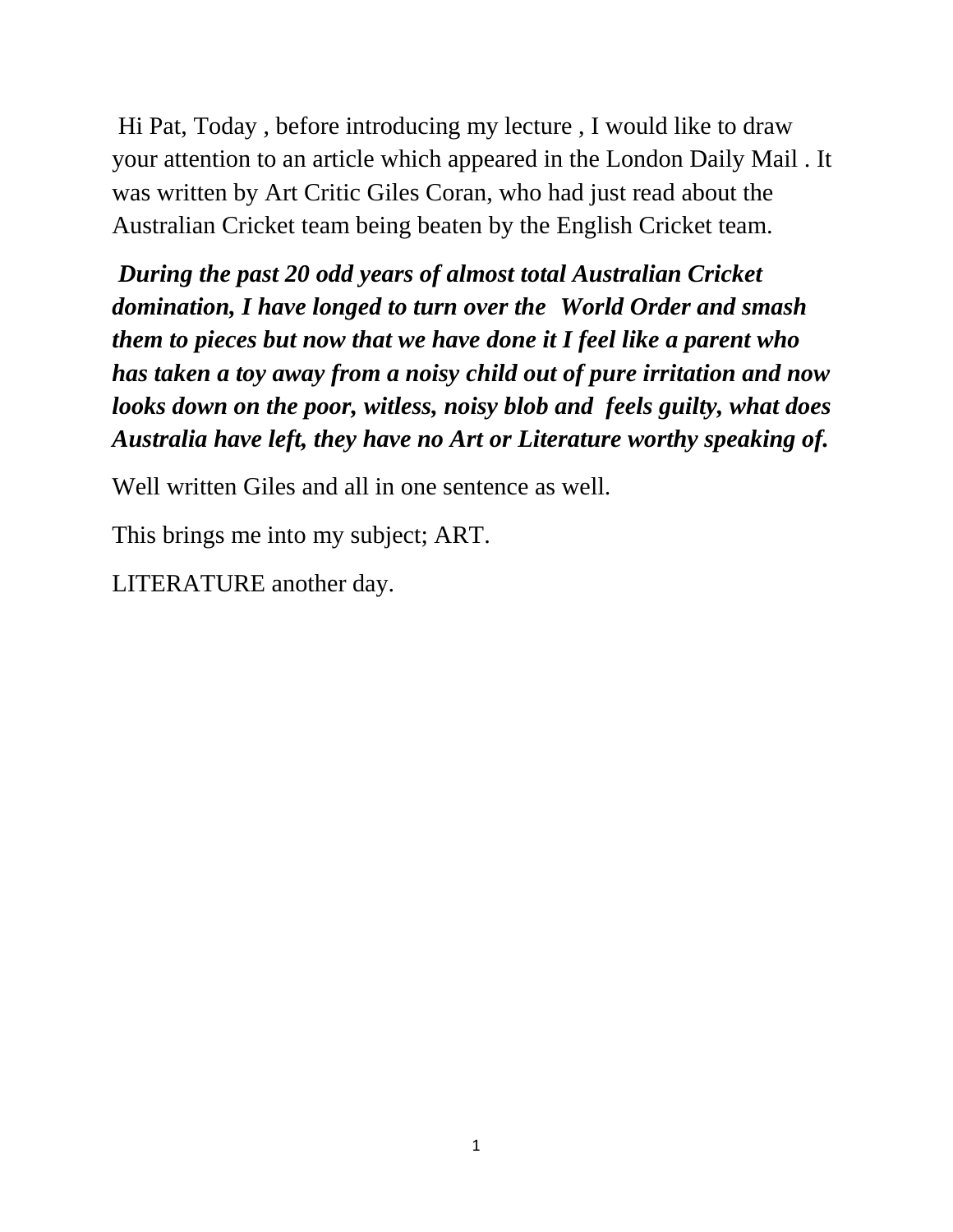Hi Pat, Today , before introducing my lecture , I would like to draw your attention to an article which appeared in the London Daily Mail . It was written by Art Critic Giles Coran, who had just read about the Australian Cricket team being beaten by the English Cricket team.

***During the past 20 odd years of almost total Australian Cricket domination, I have longed to turn over the World Order and smash them to pieces but now that we have done it I feel like a parent who has taken a toy away from a noisy child out of pure irritation and now looks down on the poor, witless, noisy blob and feels guilty, what does Australia have left, they have no Art or Literature worthy speaking of.***

Well written Giles and all in one sentence as well.

This brings me into my subject; ART.

LITERATURE another day.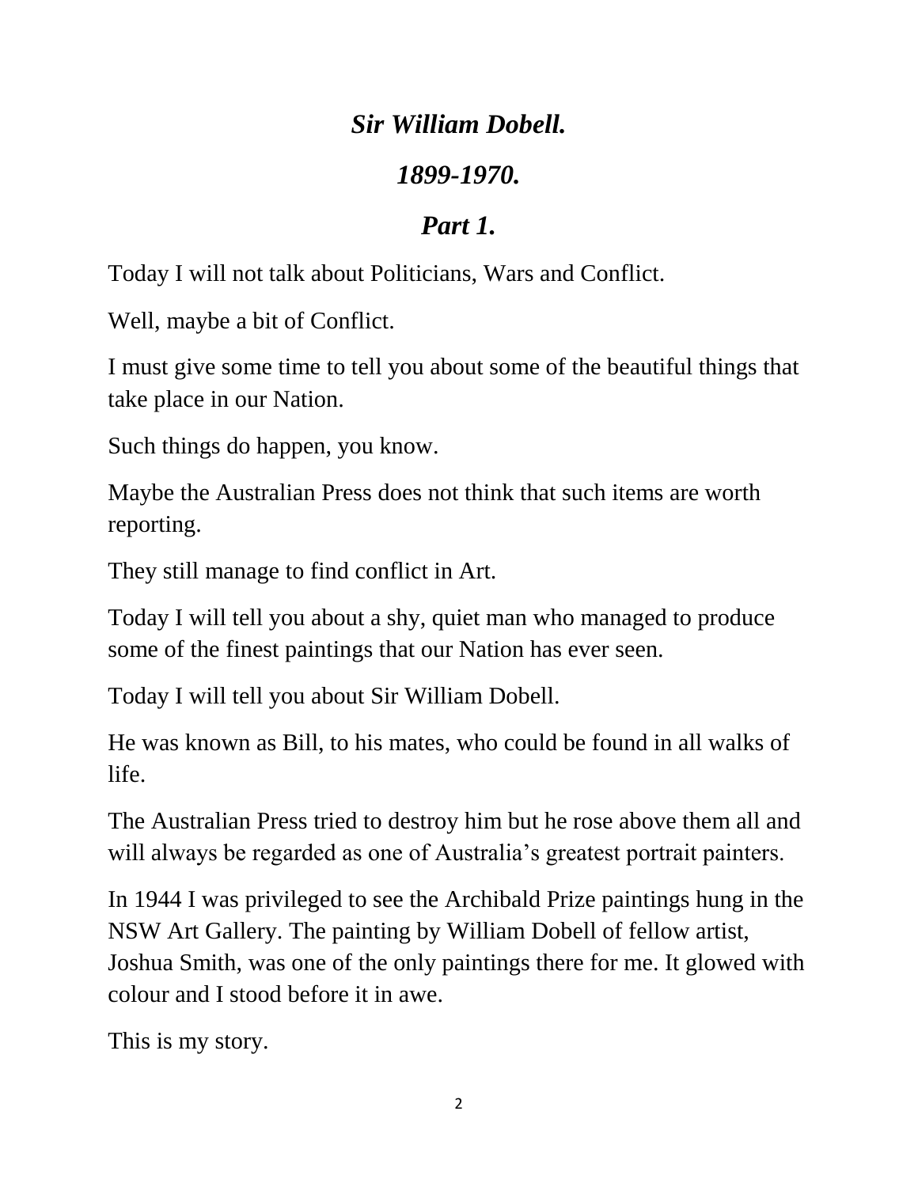# *Sir William Dobell.*

## *1899-1970.*

## *Part 1.*

Today I will not talk about Politicians, Wars and Conflict.

Well, maybe a bit of Conflict.

I must give some time to tell you about some of the beautiful things that take place in our Nation.

Such things do happen, you know.

Maybe the Australian Press does not think that such items are worth reporting.

They still manage to find conflict in Art.

Today I will tell you about a shy, quiet man who managed to produce some of the finest paintings that our Nation has ever seen.

Today I will tell you about Sir William Dobell.

He was known as Bill, to his mates, who could be found in all walks of life.

The Australian Press tried to destroy him but he rose above them all and will always be regarded as one of Australia's greatest portrait painters.

In 1944 I was privileged to see the Archibald Prize paintings hung in the NSW Art Gallery. The painting by William Dobell of fellow artist, Joshua Smith, was one of the only paintings there for me. It glowed with colour and I stood before it in awe.

This is my story.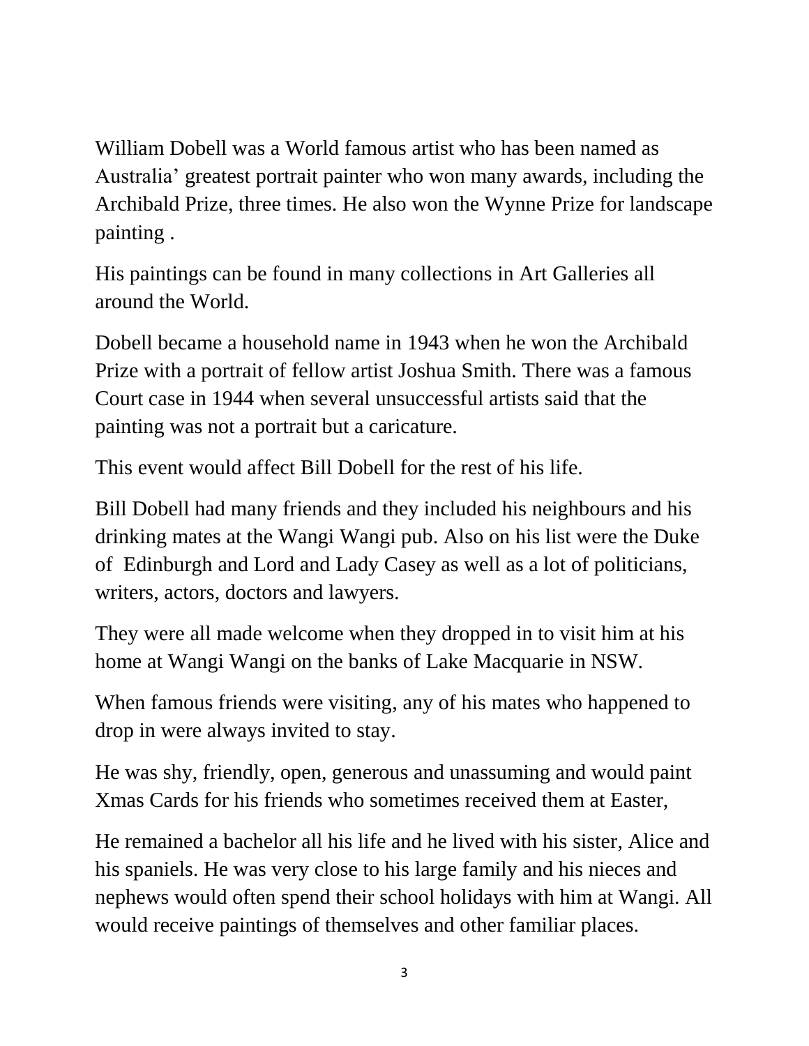William Dobell was a World famous artist who has been named as Australia' greatest portrait painter who won many awards, including the Archibald Prize, three times. He also won the Wynne Prize for landscape painting .

His paintings can be found in many collections in Art Galleries all around the World.

Dobell became a household name in 1943 when he won the Archibald Prize with a portrait of fellow artist Joshua Smith. There was a famous Court case in 1944 when several unsuccessful artists said that the painting was not a portrait but a caricature.

This event would affect Bill Dobell for the rest of his life.

Bill Dobell had many friends and they included his neighbours and his drinking mates at the Wangi Wangi pub. Also on his list were the Duke of Edinburgh and Lord and Lady Casey as well as a lot of politicians, writers, actors, doctors and lawyers.

They were all made welcome when they dropped in to visit him at his home at Wangi Wangi on the banks of Lake Macquarie in NSW.

When famous friends were visiting, any of his mates who happened to drop in were always invited to stay.

He was shy, friendly, open, generous and unassuming and would paint Xmas Cards for his friends who sometimes received them at Easter,

He remained a bachelor all his life and he lived with his sister, Alice and his spaniels. He was very close to his large family and his nieces and nephews would often spend their school holidays with him at Wangi. All would receive paintings of themselves and other familiar places.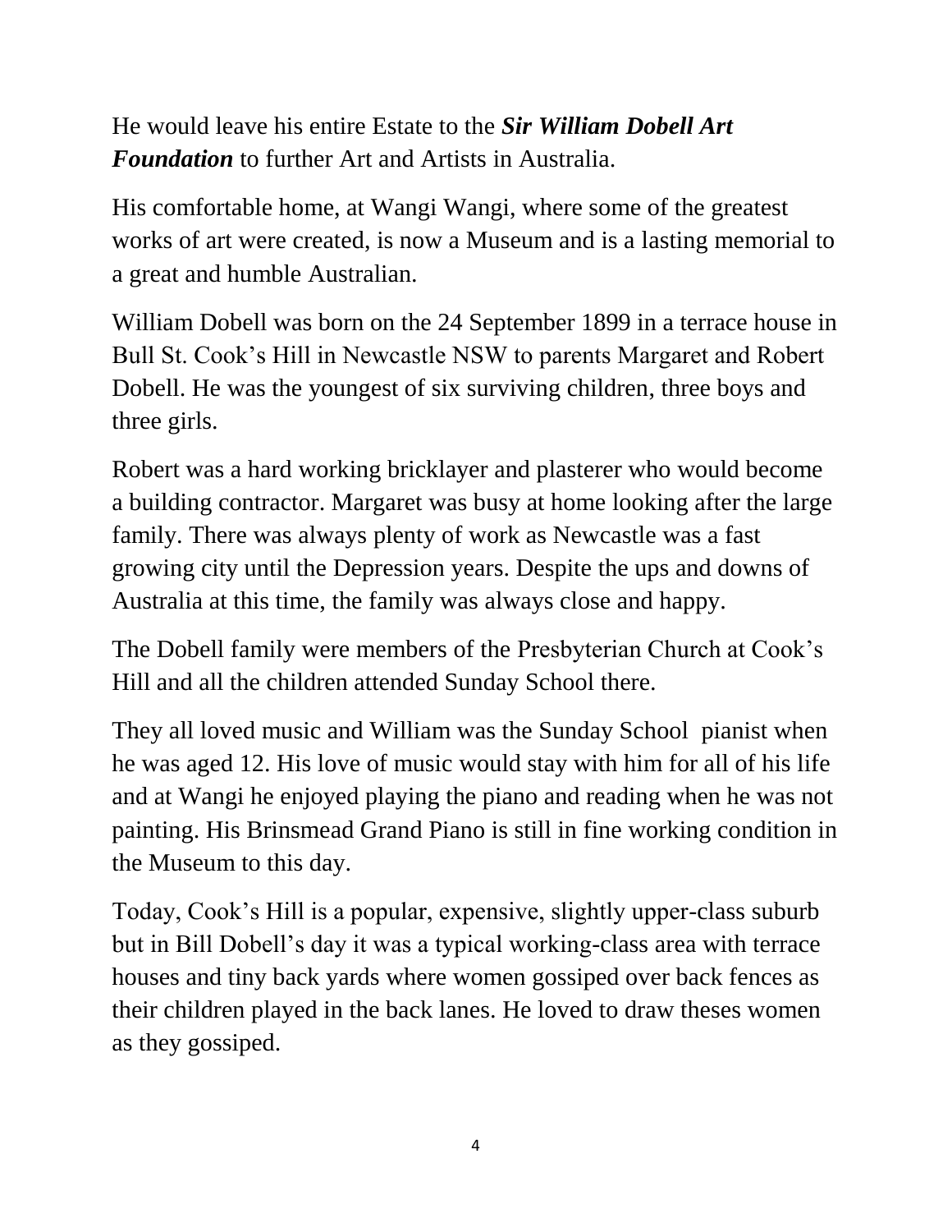He would leave his entire Estate to the ***Sir William Dobell Art Foundation*** to further Art and Artists in Australia.

His comfortable home, at Wangi Wangi, where some of the greatest works of art were created, is now a Museum and is a lasting memorial to a great and humble Australian.

William Dobell was born on the 24 September 1899 in a terrace house in Bull St. Cook's Hill in Newcastle NSW to parents Margaret and Robert Dobell. He was the youngest of six surviving children, three boys and three girls.

Robert was a hard working bricklayer and plasterer who would become a building contractor. Margaret was busy at home looking after the large family. There was always plenty of work as Newcastle was a fast growing city until the Depression years. Despite the ups and downs of Australia at this time, the family was always close and happy.

The Dobell family were members of the Presbyterian Church at Cook's Hill and all the children attended Sunday School there.

They all loved music and William was the Sunday School pianist when he was aged 12. His love of music would stay with him for all of his life and at Wangi he enjoyed playing the piano and reading when he was not painting. His Brinsmead Grand Piano is still in fine working condition in the Museum to this day.

Today, Cook's Hill is a popular, expensive, slightly upper-class suburb but in Bill Dobell's day it was a typical working-class area with terrace houses and tiny back yards where women gossiped over back fences as their children played in the back lanes. He loved to draw theses women as they gossiped.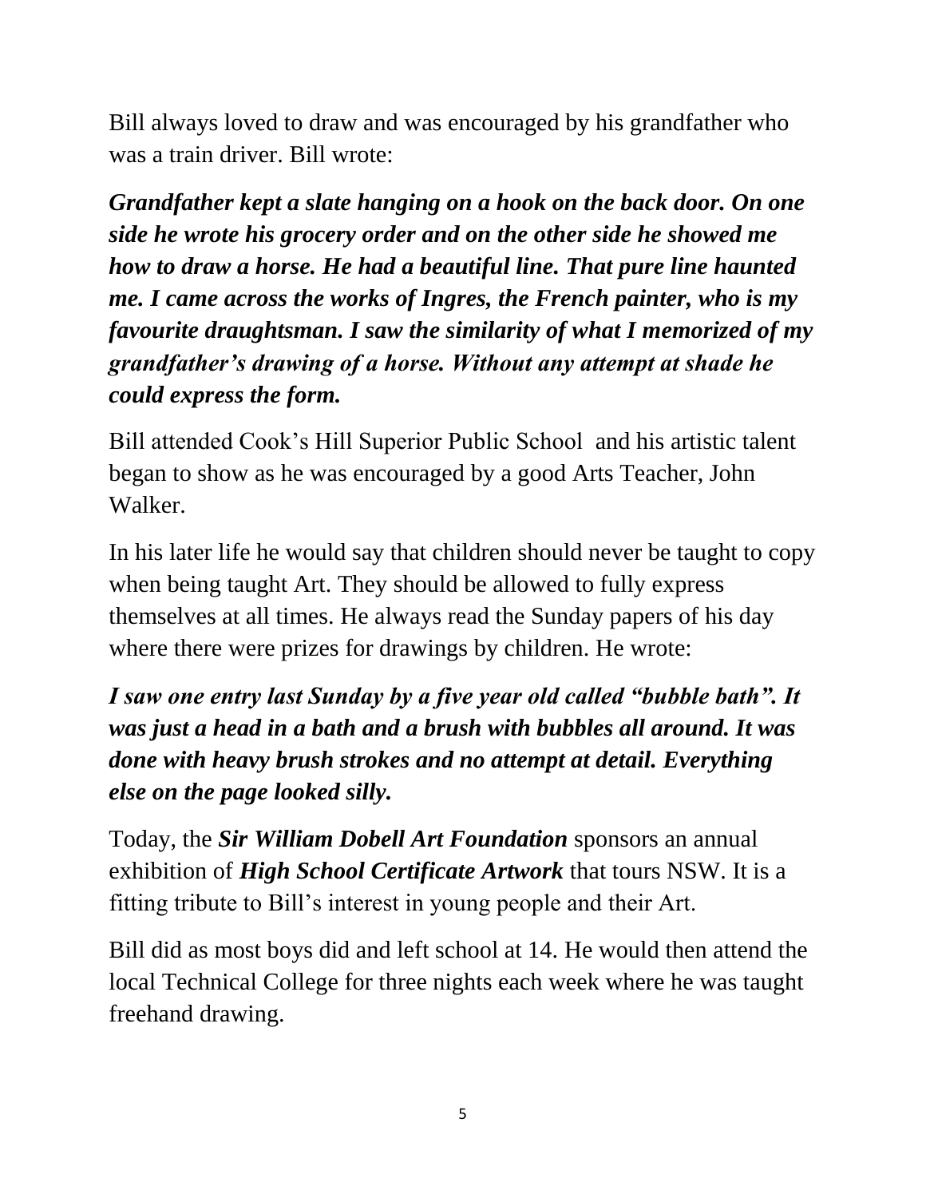Bill always loved to draw and was encouraged by his grandfather who was a train driver. Bill wrote:

***Grandfather kept a slate hanging on a hook on the back door. On one side he wrote his grocery order and on the other side he showed me how to draw a horse. He had a beautiful line. That pure line haunted me. I came across the works of Ingres, the French painter, who is my favourite draughtsman. I saw the similarity of what I memorized of my grandfather's drawing of a horse. Without any attempt at shade he could express the form.***

Bill attended Cook's Hill Superior Public School and his artistic talent began to show as he was encouraged by a good Arts Teacher, John Walker.

In his later life he would say that children should never be taught to copy when being taught Art. They should be allowed to fully express themselves at all times. He always read the Sunday papers of his day where there were prizes for drawings by children. He wrote:

***I saw one entry last Sunday by a five year old called "bubble bath". It was just a head in a bath and a brush with bubbles all around. It was done with heavy brush strokes and no attempt at detail. Everything else on the page looked silly.***

Today, the ***Sir William Dobell Art Foundation*** sponsors an annual exhibition of ***High School Certificate Artwork*** that tours NSW. It is a fitting tribute to Bill's interest in young people and their Art.

Bill did as most boys did and left school at 14. He would then attend the local Technical College for three nights each week where he was taught freehand drawing.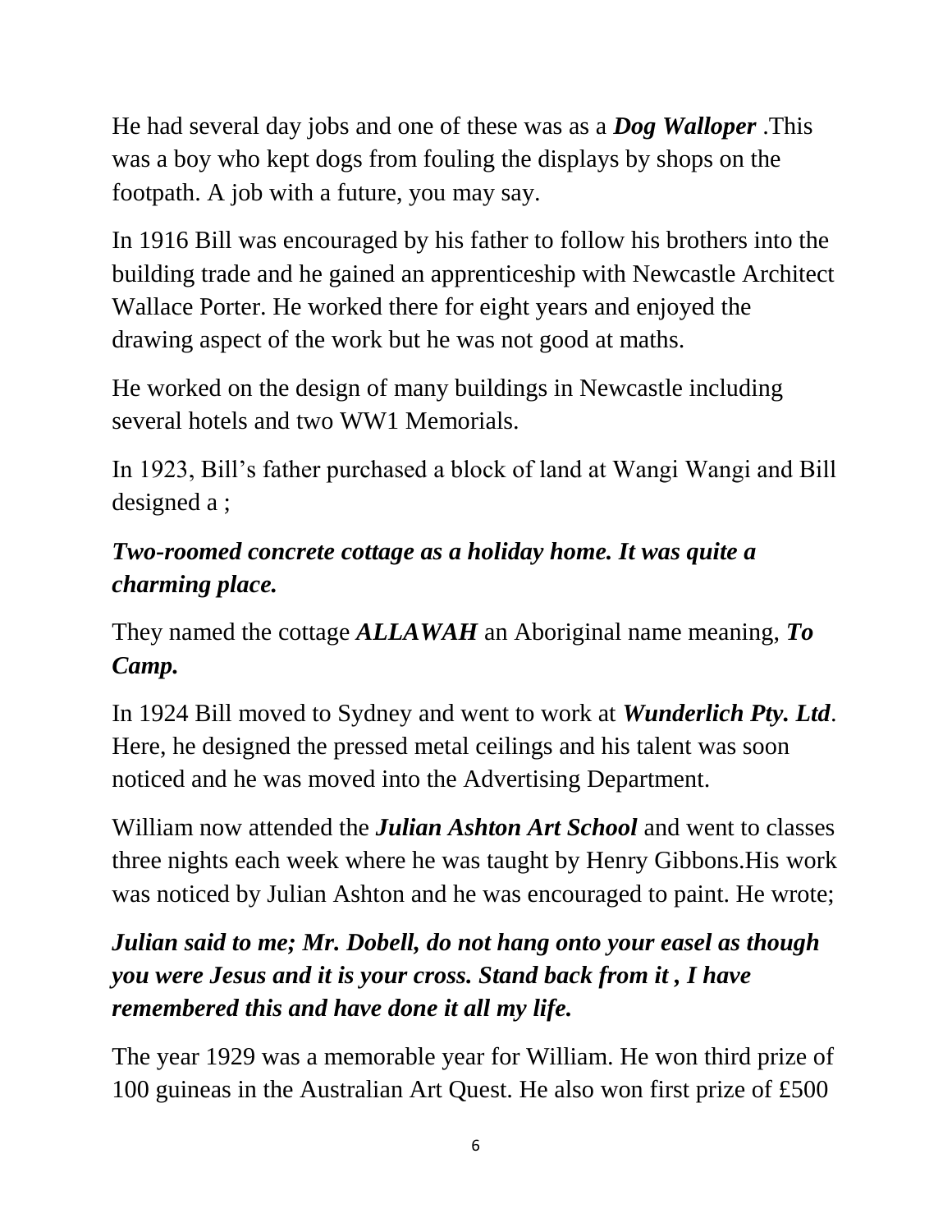He had several day jobs and one of these was as a ***Dog Walloper*** .This was a boy who kept dogs from fouling the displays by shops on the footpath. A job with a future, you may say.

In 1916 Bill was encouraged by his father to follow his brothers into the building trade and he gained an apprenticeship with Newcastle Architect Wallace Porter. He worked there for eight years and enjoyed the drawing aspect of the work but he was not good at maths.

He worked on the design of many buildings in Newcastle including several hotels and two WW1 Memorials.

In 1923, Bill's father purchased a block of land at Wangi Wangi and Bill designed a ;

***Two-roomed concrete cottage as a holiday home. It was quite a charming place.***

They named the cottage ***ALLAWAH*** an Aboriginal name meaning, ***To Camp.***

In 1924 Bill moved to Sydney and went to work at ***Wunderlich Pty. Ltd***. Here, he designed the pressed metal ceilings and his talent was soon noticed and he was moved into the Advertising Department.

William now attended the ***Julian Ashton Art School*** and went to classes three nights each week where he was taught by Henry Gibbons.His work was noticed by Julian Ashton and he was encouraged to paint. He wrote;

***Julian said to me; Mr. Dobell, do not hang onto your easel as though you were Jesus and it is your cross. Stand back from it , I have remembered this and have done it all my life.***

The year 1929 was a memorable year for William. He won third prize of 100 guineas in the Australian Art Quest. He also won first prize of £500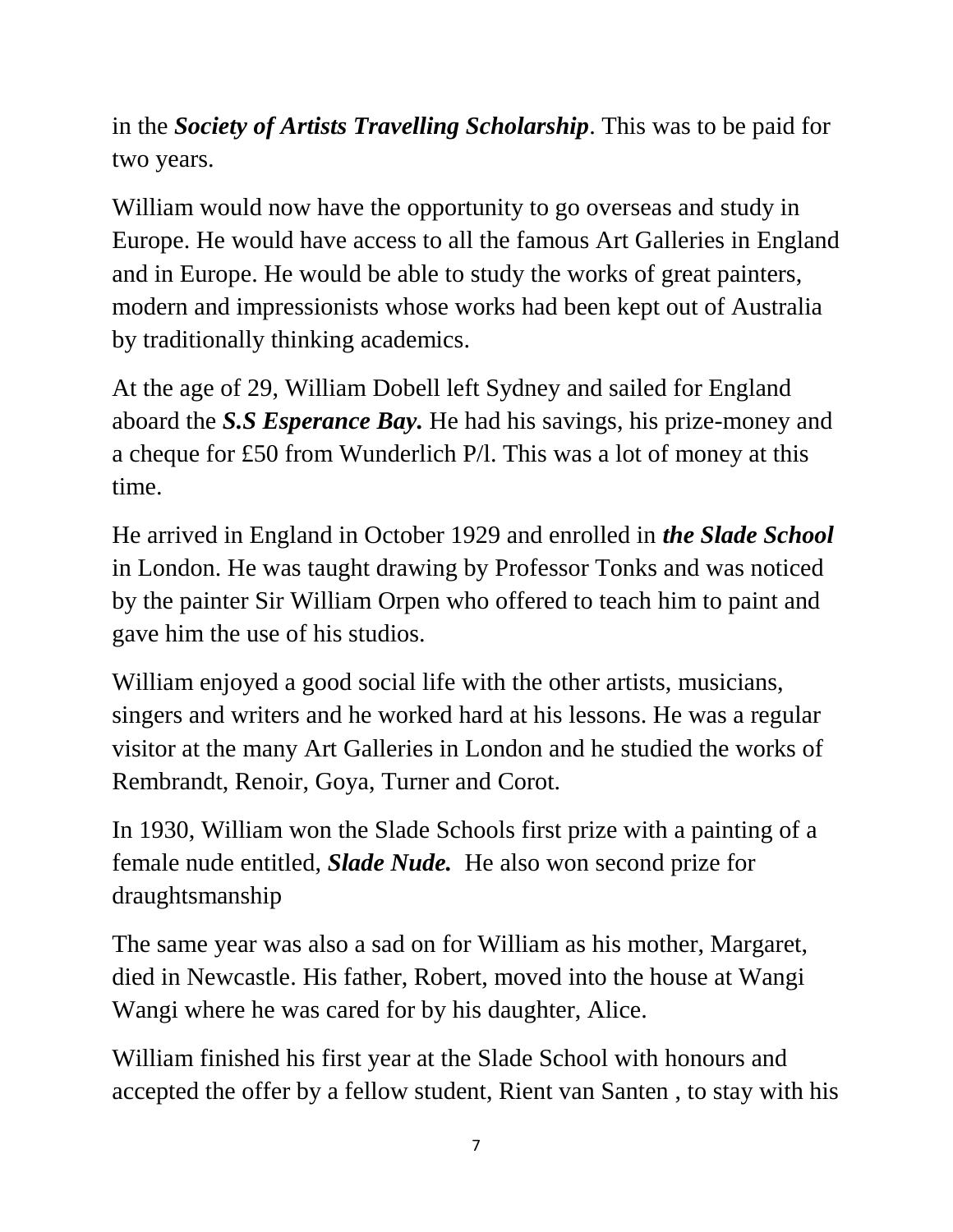in the ***Society of Artists Travelling Scholarship***. This was to be paid for two years.

William would now have the opportunity to go overseas and study in Europe. He would have access to all the famous Art Galleries in England and in Europe. He would be able to study the works of great painters, modern and impressionists whose works had been kept out of Australia by traditionally thinking academics.

At the age of 29, William Dobell left Sydney and sailed for England aboard the ***S.S Esperance Bay.*** He had his savings, his prize-money and a cheque for £50 from Wunderlich P/l. This was a lot of money at this time.

He arrived in England in October 1929 and enrolled in ***the Slade School*** in London. He was taught drawing by Professor Tonks and was noticed by the painter Sir William Orpen who offered to teach him to paint and gave him the use of his studios.

William enjoyed a good social life with the other artists, musicians, singers and writers and he worked hard at his lessons. He was a regular visitor at the many Art Galleries in London and he studied the works of Rembrandt, Renoir, Goya, Turner and Corot.

In 1930, William won the Slade Schools first prize with a painting of a female nude entitled, ***Slade Nude.*** He also won second prize for draughtsmanship

The same year was also a sad on for William as his mother, Margaret, died in Newcastle. His father, Robert, moved into the house at Wangi Wangi where he was cared for by his daughter, Alice.

William finished his first year at the Slade School with honours and accepted the offer by a fellow student, Rient van Santen , to stay with his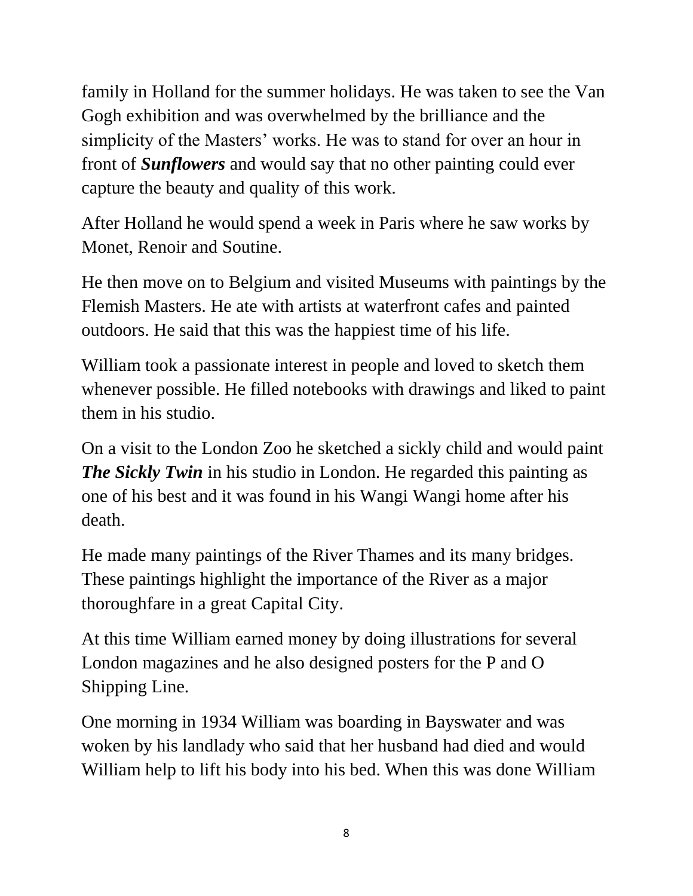family in Holland for the summer holidays. He was taken to see the Van Gogh exhibition and was overwhelmed by the brilliance and the simplicity of the Masters' works. He was to stand for over an hour in front of ***Sunflowers*** and would say that no other painting could ever capture the beauty and quality of this work.

After Holland he would spend a week in Paris where he saw works by Monet, Renoir and Soutine.

He then move on to Belgium and visited Museums with paintings by the Flemish Masters. He ate with artists at waterfront cafes and painted outdoors. He said that this was the happiest time of his life.

William took a passionate interest in people and loved to sketch them whenever possible. He filled notebooks with drawings and liked to paint them in his studio.

On a visit to the London Zoo he sketched a sickly child and would paint ***The Sickly Twin*** in his studio in London. He regarded this painting as one of his best and it was found in his Wangi Wangi home after his death.

He made many paintings of the River Thames and its many bridges. These paintings highlight the importance of the River as a major thoroughfare in a great Capital City.

At this time William earned money by doing illustrations for several London magazines and he also designed posters for the P and O Shipping Line.

One morning in 1934 William was boarding in Bayswater and was woken by his landlady who said that her husband had died and would William help to lift his body into his bed. When this was done William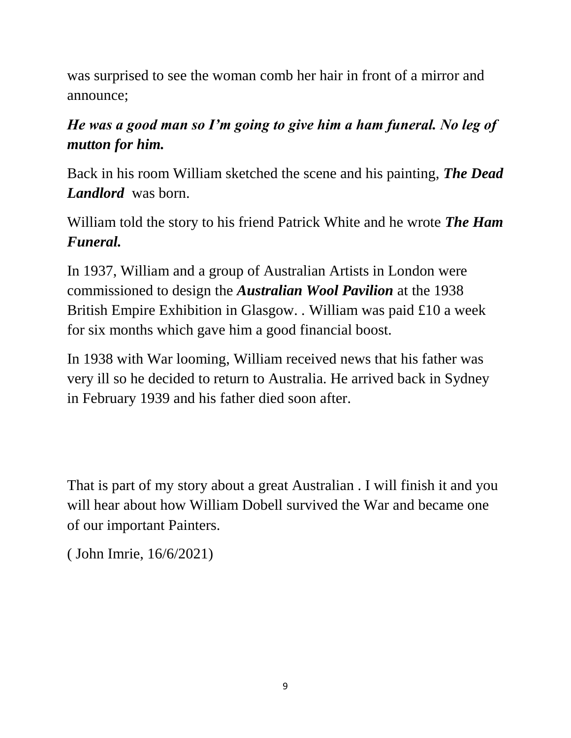was surprised to see the woman comb her hair in front of a mirror and announce;

***He was a good man so I'm going to give him a ham funeral. No leg of mutton for him.***

Back in his room William sketched the scene and his painting, ***The Dead Landlord*** was born.

William told the story to his friend Patrick White and he wrote ***The Ham Funeral.***

In 1937, William and a group of Australian Artists in London were commissioned to design the ***Australian Wool Pavilion*** at the 1938 British Empire Exhibition in Glasgow. . William was paid £10 a week for six months which gave him a good financial boost.

In 1938 with War looming, William received news that his father was very ill so he decided to return to Australia. He arrived back in Sydney in February 1939 and his father died soon after.

That is part of my story about a great Australian . I will finish it and you will hear about how William Dobell survived the War and became one of our important Painters.

( John Imrie, 16/6/2021)